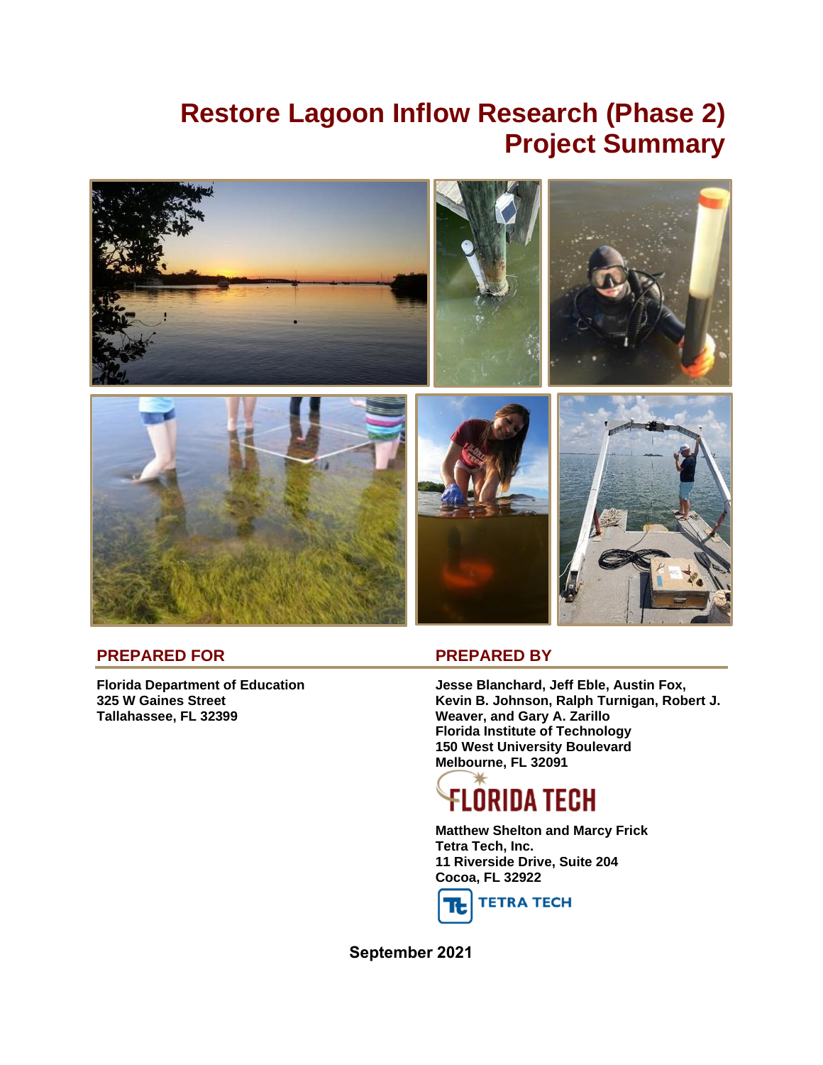# Restore Lagoon Inflow Research (Phase 2) Project Summary

## PREPARED FOR

**Florida Department of Education**
**325 W Gaines Street**
**Tallahassee, FL 32399**

## PREPARED BY

**Jesse Blanchard, Jeff Eble, Austin Fox, Kevin B. Johnson, Ralph Turnigan, Robert J. Weaver, and Gary A. Zarillo**
**Florida Institute of Technology**
**150 West University Boulevard**
**Melbourne, FL 32091**

**Matthew Shelton and Marcy Frick**
**Tetra Tech, Inc.**
**11 Riverside Drive, Suite 204**
**Cocoa, FL 32922**

**September 2021**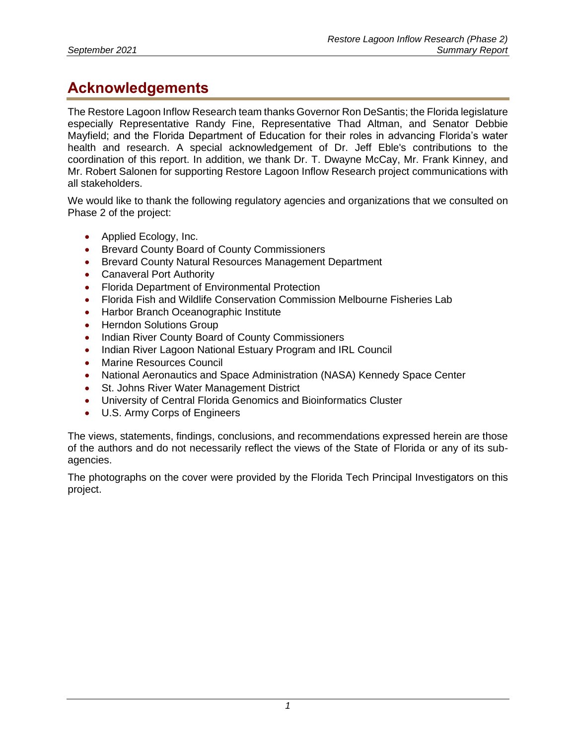# Acknowledgements

The Restore Lagoon Inflow Research team thanks Governor Ron DeSantis; the Florida legislature especially Representative Randy Fine, Representative Thad Altman, and Senator Debbie Mayfield; and the Florida Department of Education for their roles in advancing Florida's water health and research. A special acknowledgement of Dr. Jeff Eble's contributions to the coordination of this report. In addition, we thank Dr. T. Dwayne McCay, Mr. Frank Kinney, and Mr. Robert Salonen for supporting Restore Lagoon Inflow Research project communications with all stakeholders.

We would like to thank the following regulatory agencies and organizations that we consulted on Phase 2 of the project:

- Applied Ecology, Inc.
- Brevard County Board of County Commissioners
- Brevard County Natural Resources Management Department
- Canaveral Port Authority
- Florida Department of Environmental Protection
- Florida Fish and Wildlife Conservation Commission Melbourne Fisheries Lab
- Harbor Branch Oceanographic Institute
- Herndon Solutions Group
- Indian River County Board of County Commissioners
- Indian River Lagoon National Estuary Program and IRL Council
- Marine Resources Council
- National Aeronautics and Space Administration (NASA) Kennedy Space Center
- St. Johns River Water Management District
- University of Central Florida Genomics and Bioinformatics Cluster
- U.S. Army Corps of Engineers

The views, statements, findings, conclusions, and recommendations expressed herein are those of the authors and do not necessarily reflect the views of the State of Florida or any of its sub-agencies.

The photographs on the cover were provided by the Florida Tech Principal Investigators on this project.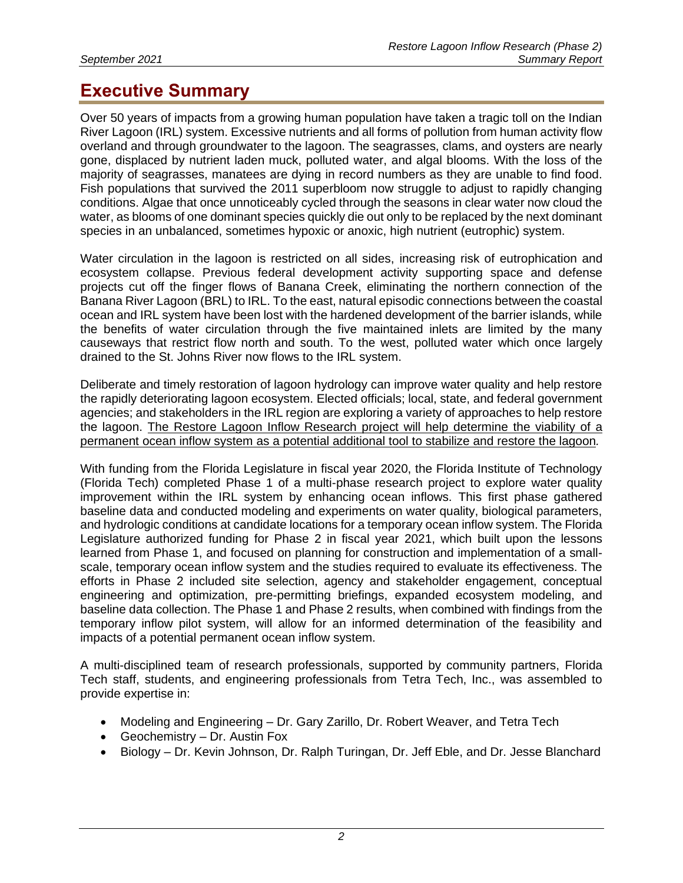# Executive Summary

Over 50 years of impacts from a growing human population have taken a tragic toll on the Indian River Lagoon (IRL) system. Excessive nutrients and all forms of pollution from human activity flow overland and through groundwater to the lagoon. The seagrasses, clams, and oysters are nearly gone, displaced by nutrient laden muck, polluted water, and algal blooms. With the loss of the majority of seagrasses, manatees are dying in record numbers as they are unable to find food. Fish populations that survived the 2011 superbloom now struggle to adjust to rapidly changing conditions. Algae that once unnoticeably cycled through the seasons in clear water now cloud the water, as blooms of one dominant species quickly die out only to be replaced by the next dominant species in an unbalanced, sometimes hypoxic or anoxic, high nutrient (eutrophic) system.

Water circulation in the lagoon is restricted on all sides, increasing risk of eutrophication and ecosystem collapse. Previous federal development activity supporting space and defense projects cut off the finger flows of Banana Creek, eliminating the northern connection of the Banana River Lagoon (BRL) to IRL. To the east, natural episodic connections between the coastal ocean and IRL system have been lost with the hardened development of the barrier islands, while the benefits of water circulation through the five maintained inlets are limited by the many causeways that restrict flow north and south. To the west, polluted water which once largely drained to the St. Johns River now flows to the IRL system.

Deliberate and timely restoration of lagoon hydrology can improve water quality and help restore the rapidly deteriorating lagoon ecosystem. Elected officials; local, state, and federal government agencies; and stakeholders in the IRL region are exploring a variety of approaches to help restore the lagoon. <u>The Restore Lagoon Inflow Research project will help determine the viability of a permanent ocean inflow system as a potential additional tool to stabilize and restore the lagoon</u>.

With funding from the Florida Legislature in fiscal year 2020, the Florida Institute of Technology (Florida Tech) completed Phase 1 of a multi-phase research project to explore water quality improvement within the IRL system by enhancing ocean inflows. This first phase gathered baseline data and conducted modeling and experiments on water quality, biological parameters, and hydrologic conditions at candidate locations for a temporary ocean inflow system. The Florida Legislature authorized funding for Phase 2 in fiscal year 2021, which built upon the lessons learned from Phase 1, and focused on planning for construction and implementation of a small-scale, temporary ocean inflow system and the studies required to evaluate its effectiveness. The efforts in Phase 2 included site selection, agency and stakeholder engagement, conceptual engineering and optimization, pre-permitting briefings, expanded ecosystem modeling, and baseline data collection. The Phase 1 and Phase 2 results, when combined with findings from the temporary inflow pilot system, will allow for an informed determination of the feasibility and impacts of a potential permanent ocean inflow system.

A multi-disciplined team of research professionals, supported by community partners, Florida Tech staff, students, and engineering professionals from Tetra Tech, Inc., was assembled to provide expertise in:

- Modeling and Engineering – Dr. Gary Zarillo, Dr. Robert Weaver, and Tetra Tech
- Geochemistry – Dr. Austin Fox
- Biology – Dr. Kevin Johnson, Dr. Ralph Turingan, Dr. Jeff Eble, and Dr. Jesse Blanchard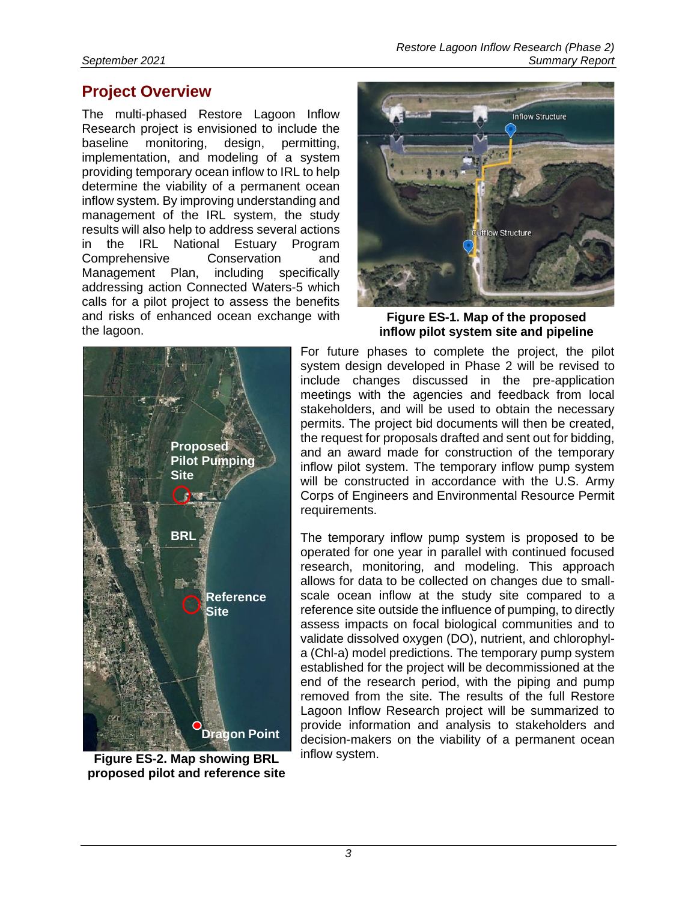## Project Overview

The multi-phased Restore Lagoon Inflow Research project is envisioned to include the baseline monitoring, design, permitting, implementation, and modeling of a system providing temporary ocean inflow to IRL to help determine the viability of a permanent ocean inflow system. By improving understanding and management of the IRL system, the study results will also help to address several actions in the IRL National Estuary Program Comprehensive Conservation and Management Plan, including specifically addressing action Connected Waters-5 which calls for a pilot project to assess the benefits and risks of enhanced ocean exchange with the lagoon.

**Figure ES-1. Map of the proposed inflow pilot system site and pipeline**

For future phases to complete the project, the pilot system design developed in Phase 2 will be revised to include changes discussed in the pre-application meetings with the agencies and feedback from local stakeholders, and will be used to obtain the necessary permits. The project bid documents will then be created, the request for proposals drafted and sent out for bidding, and an award made for construction of the temporary inflow pilot system. The temporary inflow pump system will be constructed in accordance with the U.S. Army Corps of Engineers and Environmental Resource Permit requirements.

The temporary inflow pump system is proposed to be operated for one year in parallel with continued focused research, monitoring, and modeling. This approach allows for data to be collected on changes due to small-scale ocean inflow at the study site compared to a reference site outside the influence of pumping, to directly assess impacts on focal biological communities and to validate dissolved oxygen (DO), nutrient, and chlorophyl-a (Chl-a) model predictions. The temporary pump system established for the project will be decommissioned at the end of the research period, with the piping and pump removed from the site. The results of the full Restore Lagoon Inflow Research project will be summarized to provide information and analysis to stakeholders and decision-makers on the viability of a permanent ocean inflow system.

**Figure ES-2. Map showing BRL proposed pilot and reference site**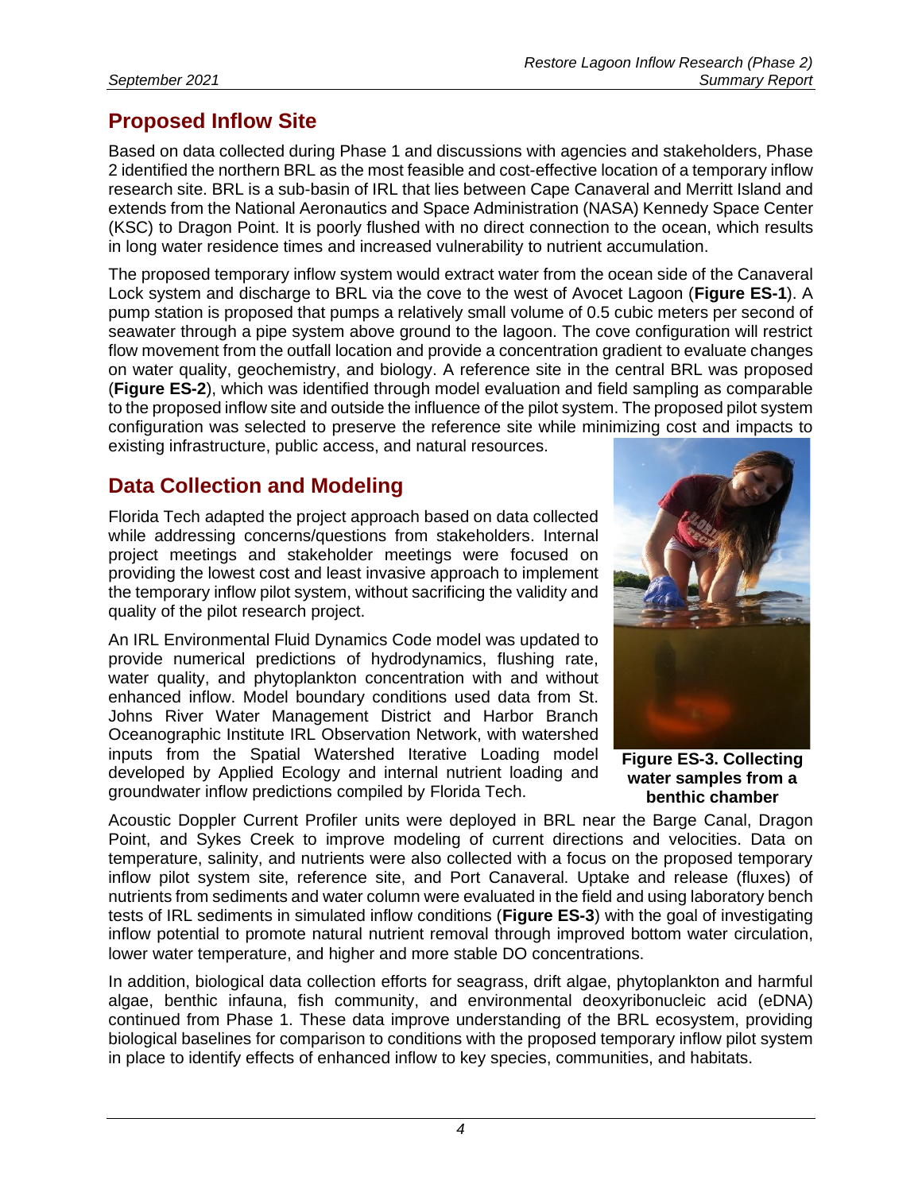## Proposed Inflow Site

Based on data collected during Phase 1 and discussions with agencies and stakeholders, Phase 2 identified the northern BRL as the most feasible and cost-effective location of a temporary inflow research site. BRL is a sub-basin of IRL that lies between Cape Canaveral and Merritt Island and extends from the National Aeronautics and Space Administration (NASA) Kennedy Space Center (KSC) to Dragon Point. It is poorly flushed with no direct connection to the ocean, which results in long water residence times and increased vulnerability to nutrient accumulation.

The proposed temporary inflow system would extract water from the ocean side of the Canaveral Lock system and discharge to BRL via the cove to the west of Avocet Lagoon (**Figure ES-1**). A pump station is proposed that pumps a relatively small volume of 0.5 cubic meters per second of seawater through a pipe system above ground to the lagoon. The cove configuration will restrict flow movement from the outfall location and provide a concentration gradient to evaluate changes on water quality, geochemistry, and biology. A reference site in the central BRL was proposed (**Figure ES-2**), which was identified through model evaluation and field sampling as comparable to the proposed inflow site and outside the influence of the pilot system. The proposed pilot system configuration was selected to preserve the reference site while minimizing cost and impacts to existing infrastructure, public access, and natural resources.

## Data Collection and Modeling

Florida Tech adapted the project approach based on data collected while addressing concerns/questions from stakeholders. Internal project meetings and stakeholder meetings were focused on providing the lowest cost and least invasive approach to implement the temporary inflow pilot system, without sacrificing the validity and quality of the pilot research project.

An IRL Environmental Fluid Dynamics Code model was updated to provide numerical predictions of hydrodynamics, flushing rate, water quality, and phytoplankton concentration with and without enhanced inflow. Model boundary conditions used data from St. Johns River Water Management District and Harbor Branch Oceanographic Institute IRL Observation Network, with watershed inputs from the Spatial Watershed Iterative Loading model developed by Applied Ecology and internal nutrient loading and groundwater inflow predictions compiled by Florida Tech.

**Figure ES-3. Collecting water samples from a benthic chamber**

Acoustic Doppler Current Profiler units were deployed in BRL near the Barge Canal, Dragon Point, and Sykes Creek to improve modeling of current directions and velocities. Data on temperature, salinity, and nutrients were also collected with a focus on the proposed temporary inflow pilot system site, reference site, and Port Canaveral. Uptake and release (fluxes) of nutrients from sediments and water column were evaluated in the field and using laboratory bench tests of IRL sediments in simulated inflow conditions (**Figure ES-3**) with the goal of investigating inflow potential to promote natural nutrient removal through improved bottom water circulation, lower water temperature, and higher and more stable DO concentrations.

In addition, biological data collection efforts for seagrass, drift algae, phytoplankton and harmful algae, benthic infauna, fish community, and environmental deoxyribonucleic acid (eDNA) continued from Phase 1. These data improve understanding of the BRL ecosystem, providing biological baselines for comparison to conditions with the proposed temporary inflow pilot system in place to identify effects of enhanced inflow to key species, communities, and habitats.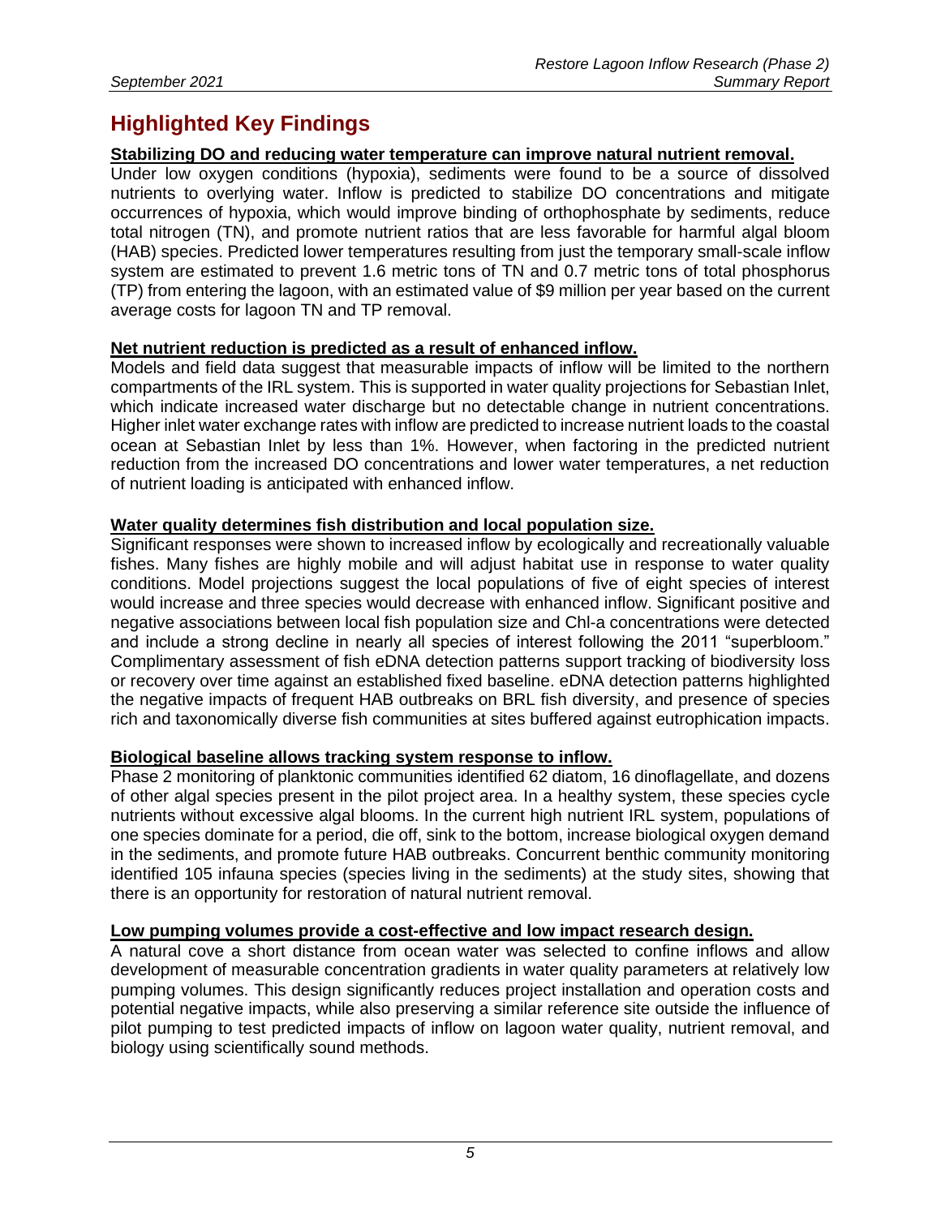## Highlighted Key Findings

**Stabilizing DO and reducing water temperature can improve natural nutrient removal.**

Under low oxygen conditions (hypoxia), sediments were found to be a source of dissolved nutrients to overlying water. Inflow is predicted to stabilize DO concentrations and mitigate occurrences of hypoxia, which would improve binding of orthophosphate by sediments, reduce total nitrogen (TN), and promote nutrient ratios that are less favorable for harmful algal bloom (HAB) species. Predicted lower temperatures resulting from just the temporary small-scale inflow system are estimated to prevent 1.6 metric tons of TN and 0.7 metric tons of total phosphorus (TP) from entering the lagoon, with an estimated value of $9 million per year based on the current average costs for lagoon TN and TP removal.

**Net nutrient reduction is predicted as a result of enhanced inflow.**

Models and field data suggest that measurable impacts of inflow will be limited to the northern compartments of the IRL system. This is supported in water quality projections for Sebastian Inlet, which indicate increased water discharge but no detectable change in nutrient concentrations. Higher inlet water exchange rates with inflow are predicted to increase nutrient loads to the coastal ocean at Sebastian Inlet by less than 1%. However, when factoring in the predicted nutrient reduction from the increased DO concentrations and lower water temperatures, a net reduction of nutrient loading is anticipated with enhanced inflow.

**Water quality determines fish distribution and local population size.**

Significant responses were shown to increased inflow by ecologically and recreationally valuable fishes. Many fishes are highly mobile and will adjust habitat use in response to water quality conditions. Model projections suggest the local populations of five of eight species of interest would increase and three species would decrease with enhanced inflow. Significant positive and negative associations between local fish population size and Chl-a concentrations were detected and include a strong decline in nearly all species of interest following the 2011 "superbloom." Complimentary assessment of fish eDNA detection patterns support tracking of biodiversity loss or recovery over time against an established fixed baseline. eDNA detection patterns highlighted the negative impacts of frequent HAB outbreaks on BRL fish diversity, and presence of species rich and taxonomically diverse fish communities at sites buffered against eutrophication impacts.

**Biological baseline allows tracking system response to inflow.**

Phase 2 monitoring of planktonic communities identified 62 diatom, 16 dinoflagellate, and dozens of other algal species present in the pilot project area. In a healthy system, these species cycle nutrients without excessive algal blooms. In the current high nutrient IRL system, populations of one species dominate for a period, die off, sink to the bottom, increase biological oxygen demand in the sediments, and promote future HAB outbreaks. Concurrent benthic community monitoring identified 105 infauna species (species living in the sediments) at the study sites, showing that there is an opportunity for restoration of natural nutrient removal.

**Low pumping volumes provide a cost-effective and low impact research design.**

A natural cove a short distance from ocean water was selected to confine inflows and allow development of measurable concentration gradients in water quality parameters at relatively low pumping volumes. This design significantly reduces project installation and operation costs and potential negative impacts, while also preserving a similar reference site outside the influence of pilot pumping to test predicted impacts of inflow on lagoon water quality, nutrient removal, and biology using scientifically sound methods.